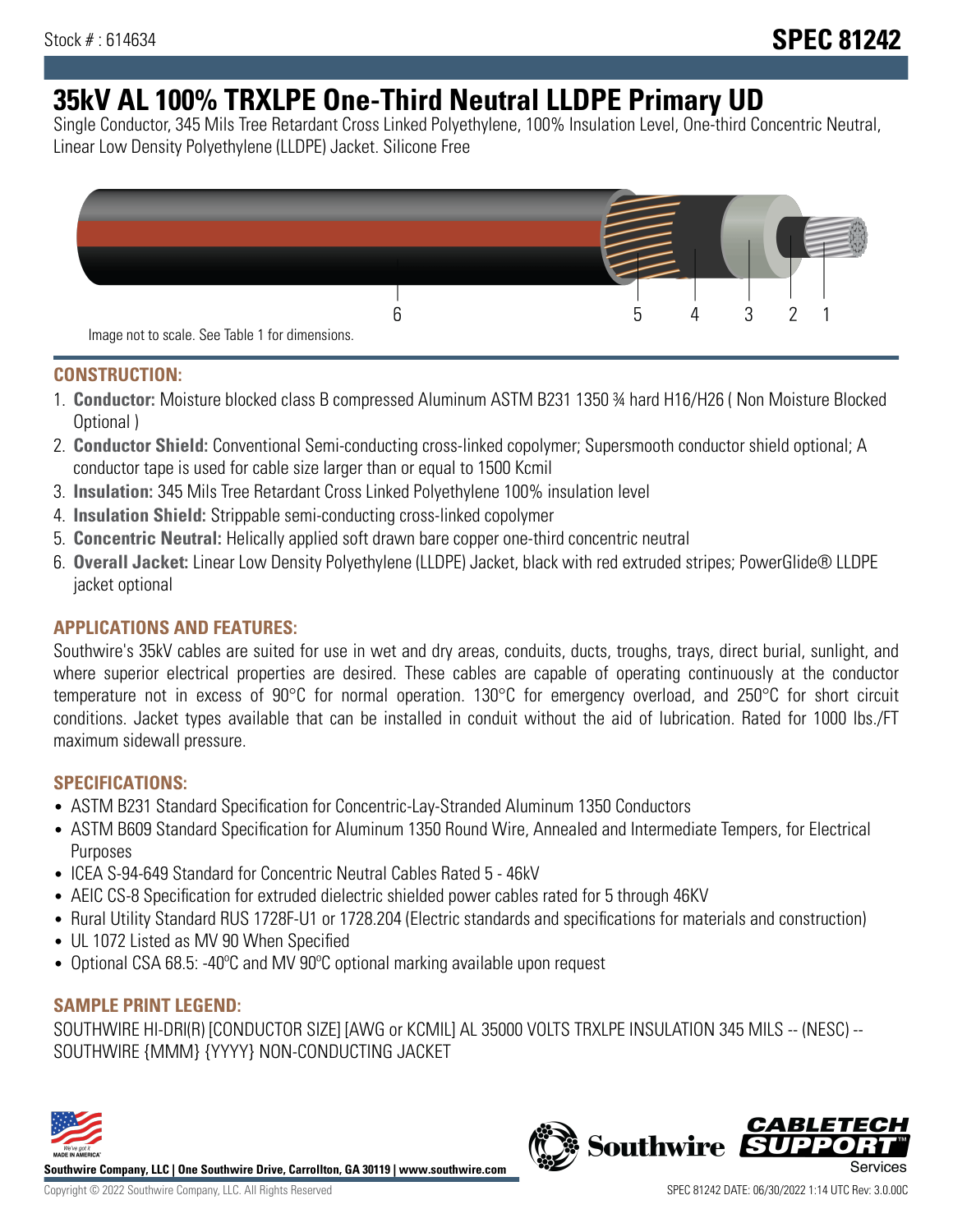Stock # : 614634

# SPEC 81242

# 35kV AL 100% TRXLPE One-Third Neutral LLDPE Primary UD

Single Conductor, 345 Mils Tree Retardant Cross Linked Polyethylene, 100% Insulation Level, One-third Concentric Neutral, Linear Low Density Polyethylene (LLDPE) Jacket. Silicone Free

6 5 4 3 2 1

Image not to scale. See Table 1 for dimensions.

## CONSTRUCTION:

1. **Conductor:** Moisture blocked class B compressed Aluminum ASTM B231 1350 ¾ hard H16/H26 ( Non Moisture Blocked Optional )
2. **Conductor Shield:** Conventional Semi-conducting cross-linked copolymer; Supersmooth conductor shield optional; A conductor tape is used for cable size larger than or equal to 1500 Kcmil
3. **Insulation:** 345 Mils Tree Retardant Cross Linked Polyethylene 100% insulation level
4. **Insulation Shield:** Strippable semi-conducting cross-linked copolymer
5. **Concentric Neutral:** Helically applied soft drawn bare copper one-third concentric neutral
6. **Overall Jacket:** Linear Low Density Polyethylene (LLDPE) Jacket, black with red extruded stripes; PowerGlide® LLDPE jacket optional

## APPLICATIONS AND FEATURES:

Southwire's 35kV cables are suited for use in wet and dry areas, conduits, ducts, troughs, trays, direct burial, sunlight, and where superior electrical properties are desired. These cables are capable of operating continuously at the conductor temperature not in excess of 90°C for normal operation. 130°C for emergency overload, and 250°C for short circuit conditions. Jacket types available that can be installed in conduit without the aid of lubrication. Rated for 1000 lbs./FT maximum sidewall pressure.

## SPECIFICATIONS:

- ASTM B231 Standard Specification for Concentric-Lay-Stranded Aluminum 1350 Conductors
- ASTM B609 Standard Specification for Aluminum 1350 Round Wire, Annealed and Intermediate Tempers, for Electrical Purposes
- ICEA S-94-649 Standard for Concentric Neutral Cables Rated 5 - 46kV
- AEIC CS-8 Specification for extruded dielectric shielded power cables rated for 5 through 46KV
- Rural Utility Standard RUS 1728F-U1 or 1728.204 (Electric standards and specifications for materials and construction)
- UL 1072 Listed as MV 90 When Specified
- Optional CSA 68.5: -40ºC and MV 90ºC optional marking available upon request

## SAMPLE PRINT LEGEND:

SOUTHWIRE HI-DRI(R) [CONDUCTOR SIZE] [AWG or KCMIL] AL 35000 VOLTS TRXLPE INSULATION 345 MILS -- (NESC) -- SOUTHWIRE {MMM} {YYYY} NON-CONDUCTING JACKET

**Southwire Company, LLC | One Southwire Drive, Carrollton, GA 30119 | www.southwire.com**

Copyright © 2022 Southwire Company, LLC. All Rights Reserved

SPEC 81242 DATE: 06/30/2022 1:14 UTC Rev: 3.0.00C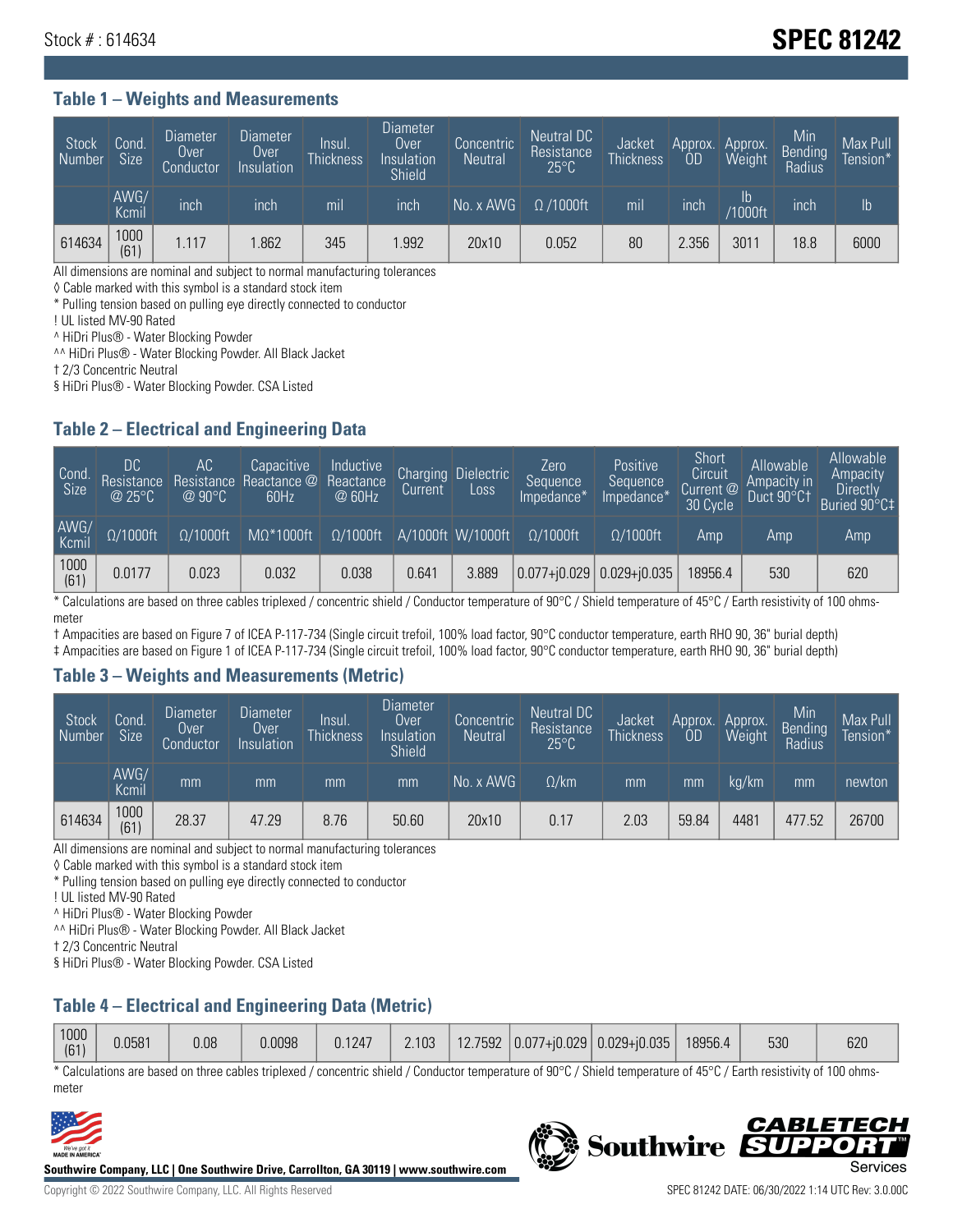Stock # : 614634

# SPEC 81242

## Table 1 – Weights and Measurements

| Stock Number | Cond. Size | Diameter Over Conductor | Diameter Over Insulation | Insul. Thickness | Diameter Over Insulation Shield | Concentric Neutral | Neutral DC Resistance 25°C | Jacket Thickness | Approx. OD | Approx. Weight | Min Bending Radius | Max Pull Tension* |
|---|---|---|---|---|---|---|---|---|---|---|---|---|
| | AWG/ Kcmil | inch | inch | mil | inch | No. x AWG | Ω /1000ft | mil | inch | lb /1000ft | inch | lb |
| 614634 | 1000 (61) | 1.117 | 1.862 | 345 | 1.992 | 20x10 | 0.052 | 80 | 2.356 | 3011 | 18.8 | 6000 |

All dimensions are nominal and subject to normal manufacturing tolerances

◊ Cable marked with this symbol is a standard stock item

* Pulling tension based on pulling eye directly connected to conductor

! UL listed MV-90 Rated

^ HiDri Plus® - Water Blocking Powder

^^ HiDri Plus® - Water Blocking Powder. All Black Jacket

† 2/3 Concentric Neutral

§ HiDri Plus® - Water Blocking Powder. CSA Listed

## Table 2 – Electrical and Engineering Data

| Cond. Size | DC Resistance @ 25°C | AC Resistance @ 90°C | Capacitive Reactance @ 60Hz | Inductive Reactance @ 60Hz | Charging Current | Dielectric Loss | Zero Sequence Impedance* | Positive Sequence Impedance* | Short Circuit Current @ 30 Cycle | Allowable Ampacity in Duct 90°C† | Allowable Ampacity Directly Buried 90°C‡ |
|---|---|---|---|---|---|---|---|---|---|---|---|
| AWG/ Kcmil | Ω/1000ft | Ω/1000ft | MΩ*1000ft | Ω/1000ft | A/1000ft | W/1000ft | Ω/1000ft | Ω/1000ft | Amp | Amp | Amp |
| 1000 (61) | 0.0177 | 0.023 | 0.032 | 0.038 | 0.641 | 3.889 | 0.077+j0.029 | 0.029+j0.035 | 18956.4 | 530 | 620 |

* Calculations are based on three cables triplexed / concentric shield / Conductor temperature of 90°C / Shield temperature of 45°C / Earth resistivity of 100 ohms-meter

† Ampacities are based on Figure 7 of ICEA P-117-734 (Single circuit trefoil, 100% load factor, 90°C conductor temperature, earth RHO 90, 36" burial depth)

‡ Ampacities are based on Figure 1 of ICEA P-117-734 (Single circuit trefoil, 100% load factor, 90°C conductor temperature, earth RHO 90, 36" burial depth)

## Table 3 – Weights and Measurements (Metric)

| Stock Number | Cond. Size | Diameter Over Conductor | Diameter Over Insulation | Insul. Thickness | Diameter Over Insulation Shield | Concentric Neutral | Neutral DC Resistance 25°C | Jacket Thickness | Approx. OD | Approx. Weight | Min Bending Radius | Max Pull Tension* |
|---|---|---|---|---|---|---|---|---|---|---|---|---|
| | AWG/ Kcmil | mm | mm | mm | mm | No. x AWG | Ω/km | mm | mm | kg/km | mm | newton |
| 614634 | 1000 (61) | 28.37 | 47.29 | 8.76 | 50.60 | 20x10 | 0.17 | 2.03 | 59.84 | 4481 | 477.52 | 26700 |

All dimensions are nominal and subject to normal manufacturing tolerances

◊ Cable marked with this symbol is a standard stock item

* Pulling tension based on pulling eye directly connected to conductor

! UL listed MV-90 Rated

^ HiDri Plus® - Water Blocking Powder

^^ HiDri Plus® - Water Blocking Powder. All Black Jacket

† 2/3 Concentric Neutral

§ HiDri Plus® - Water Blocking Powder. CSA Listed

## Table 4 – Electrical and Engineering Data (Metric)

| | | | | | | | | | | | |
|---|---|---|---|---|---|---|---|---|---|---|---|
| 1000 (61) | 0.0581 | 0.08 | 0.0098 | 0.1247 | 2.103 | 12.7592 | 0.077+j0.029 | 0.029+j0.035 | 18956.4 | 530 | 620 |

* Calculations are based on three cables triplexed / concentric shield / Conductor temperature of 90°C / Shield temperature of 45°C / Earth resistivity of 100 ohms-meter

Southwire Company, LLC | One Southwire Drive, Carrollton, GA 30119 | www.southwire.com

Copyright © 2022 Southwire Company, LLC. All Rights Reserved

SPEC 81242 DATE: 06/30/2022 1:14 UTC Rev: 3.0.00C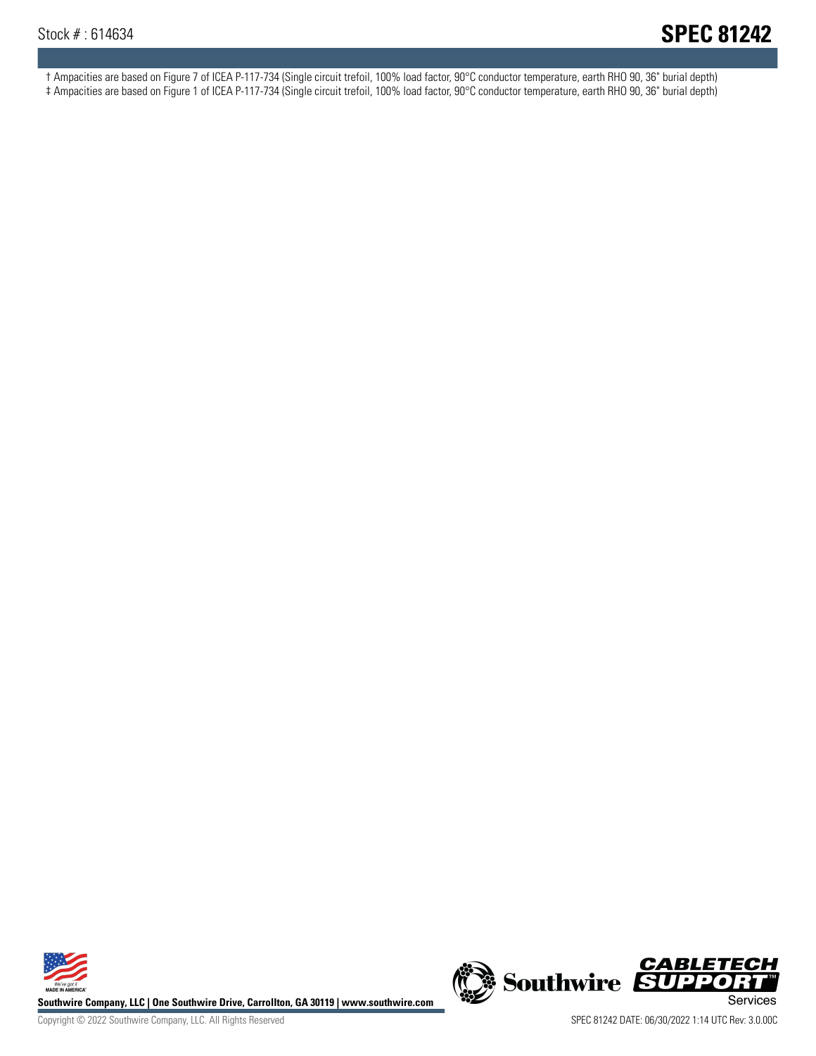† Ampacities are based on Figure 7 of ICEA P-117-734 (Single circuit trefoil, 100% load factor, 90°C conductor temperature, earth RHO 90, 36" burial depth)

‡ Ampacities are based on Figure 1 of ICEA P-117-734 (Single circuit trefoil, 100% load factor, 90°C conductor temperature, earth RHO 90, 36" burial depth)